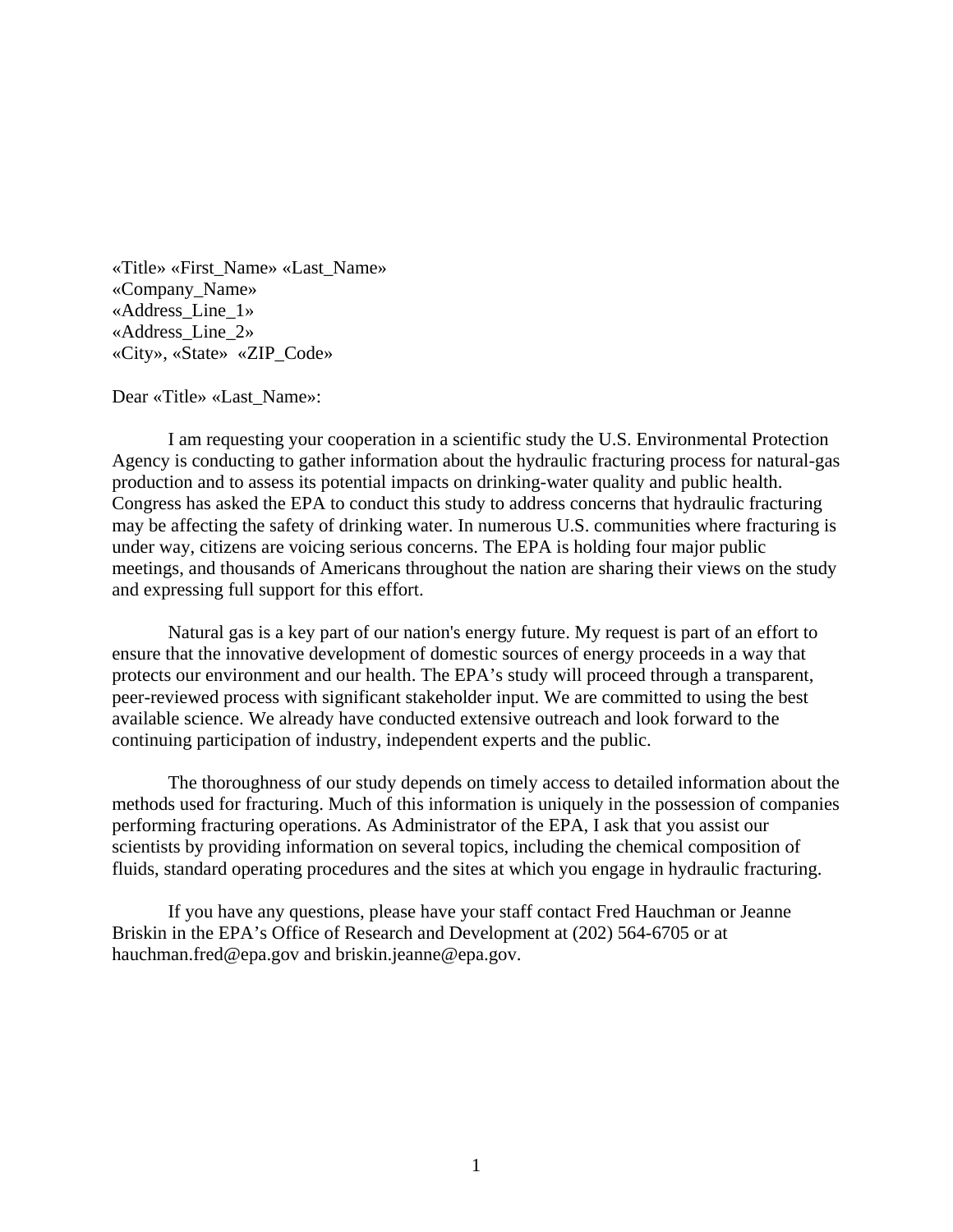«Title» «First_Name» «Last_Name»
«Company_Name»
«Address_Line_1»
«Address_Line_2»
«City», «State»  «ZIP_Code»

Dear «Title» «Last_Name»:

I am requesting your cooperation in a scientific study the U.S. Environmental Protection Agency is conducting to gather information about the hydraulic fracturing process for natural-gas production and to assess its potential impacts on drinking-water quality and public health. Congress has asked the EPA to conduct this study to address concerns that hydraulic fracturing may be affecting the safety of drinking water. In numerous U.S. communities where fracturing is under way, citizens are voicing serious concerns. The EPA is holding four major public meetings, and thousands of Americans throughout the nation are sharing their views on the study and expressing full support for this effort.

Natural gas is a key part of our nation's energy future. My request is part of an effort to ensure that the innovative development of domestic sources of energy proceeds in a way that protects our environment and our health. The EPA's study will proceed through a transparent, peer-reviewed process with significant stakeholder input. We are committed to using the best available science. We already have conducted extensive outreach and look forward to the continuing participation of industry, independent experts and the public.

The thoroughness of our study depends on timely access to detailed information about the methods used for fracturing. Much of this information is uniquely in the possession of companies performing fracturing operations. As Administrator of the EPA, I ask that you assist our scientists by providing information on several topics, including the chemical composition of fluids, standard operating procedures and the sites at which you engage in hydraulic fracturing.

If you have any questions, please have your staff contact Fred Hauchman or Jeanne Briskin in the EPA's Office of Research and Development at (202) 564-6705 or at hauchman.fred@epa.gov and briskin.jeanne@epa.gov.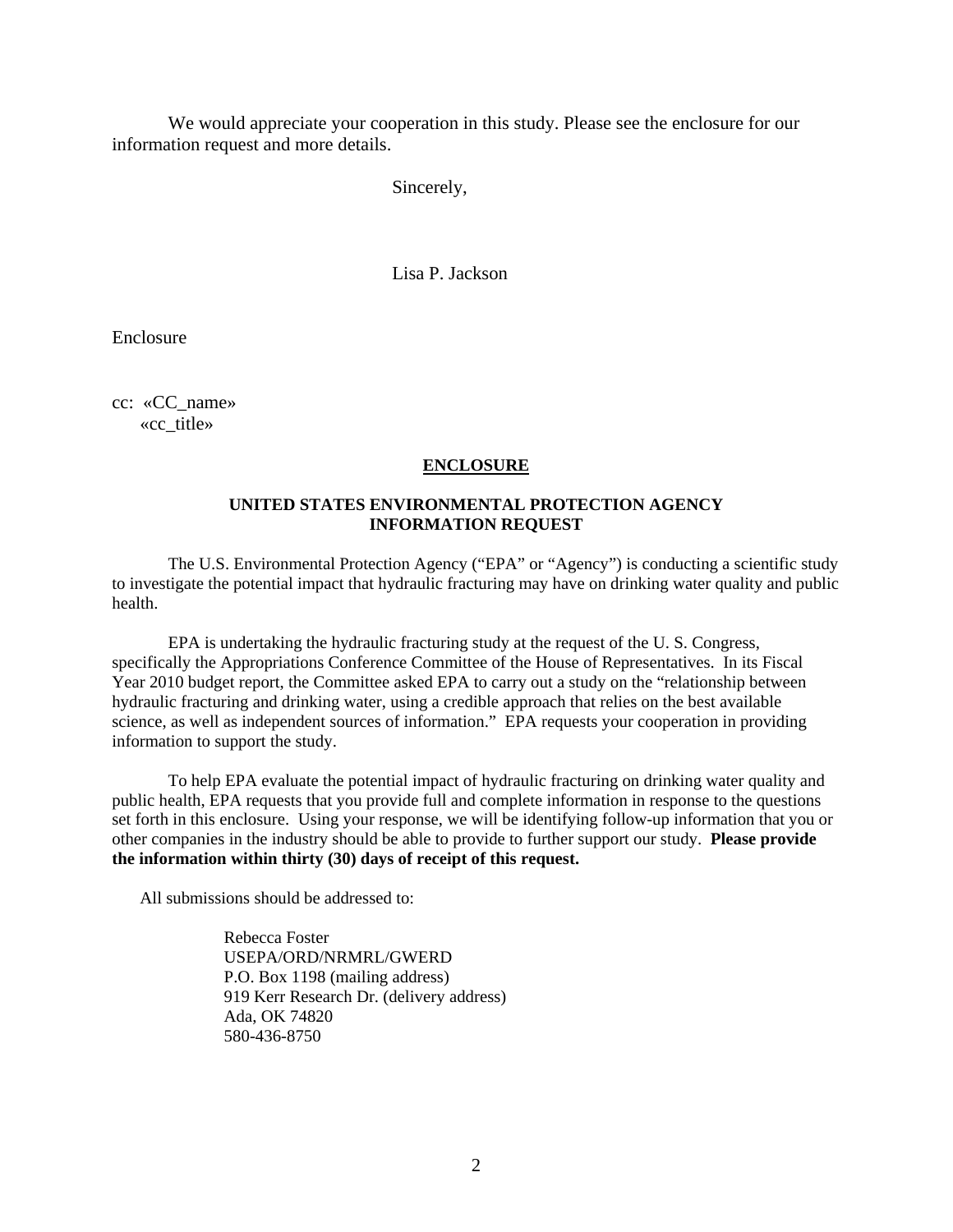We would appreciate your cooperation in this study. Please see the enclosure for our information request and more details.

Sincerely,

Lisa P. Jackson

Enclosure

cc: «CC_name»
«cc_title»

**ENCLOSURE**

**UNITED STATES ENVIRONMENTAL PROTECTION AGENCY**
**INFORMATION REQUEST**

The U.S. Environmental Protection Agency ("EPA" or "Agency") is conducting a scientific study to investigate the potential impact that hydraulic fracturing may have on drinking water quality and public health.

EPA is undertaking the hydraulic fracturing study at the request of the U. S. Congress, specifically the Appropriations Conference Committee of the House of Representatives. In its Fiscal Year 2010 budget report, the Committee asked EPA to carry out a study on the "relationship between hydraulic fracturing and drinking water, using a credible approach that relies on the best available science, as well as independent sources of information." EPA requests your cooperation in providing information to support the study.

To help EPA evaluate the potential impact of hydraulic fracturing on drinking water quality and public health, EPA requests that you provide full and complete information in response to the questions set forth in this enclosure. Using your response, we will be identifying follow-up information that you or other companies in the industry should be able to provide to further support our study. **Please provide the information within thirty (30) days of receipt of this request.**

All submissions should be addressed to:

Rebecca Foster
USEPA/ORD/NRMRL/GWERD
P.O. Box 1198 (mailing address)
919 Kerr Research Dr. (delivery address)
Ada, OK 74820
580-436-8750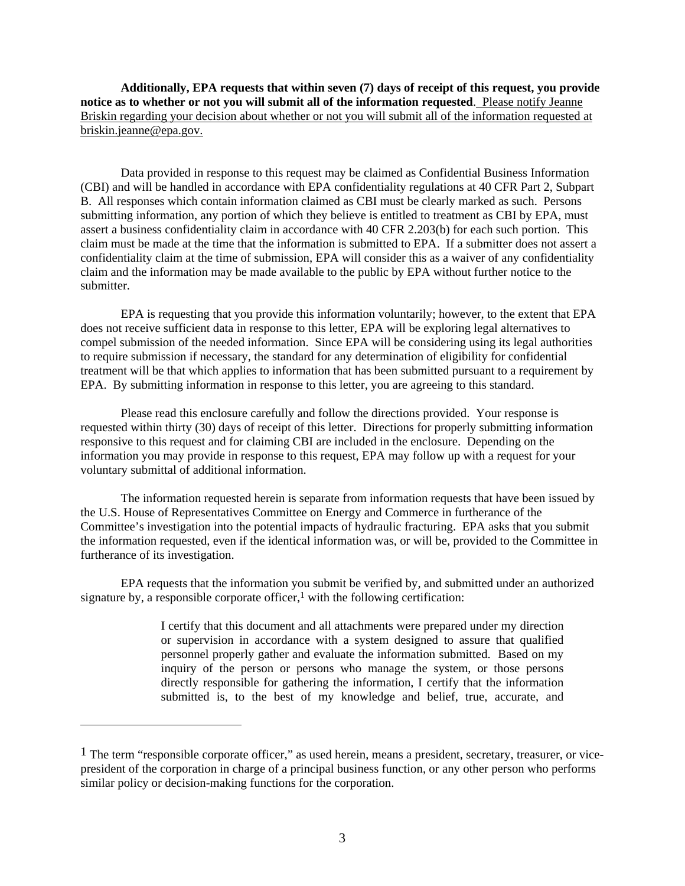**Additionally, EPA requests that within seven (7) days of receipt of this request, you provide notice as to whether or not you will submit all of the information requested**. Please notify Jeanne Briskin regarding your decision about whether or not you will submit all of the information requested at briskin.jeanne@epa.gov.

Data provided in response to this request may be claimed as Confidential Business Information (CBI) and will be handled in accordance with EPA confidentiality regulations at 40 CFR Part 2, Subpart B. All responses which contain information claimed as CBI must be clearly marked as such. Persons submitting information, any portion of which they believe is entitled to treatment as CBI by EPA, must assert a business confidentiality claim in accordance with 40 CFR 2.203(b) for each such portion. This claim must be made at the time that the information is submitted to EPA. If a submitter does not assert a confidentiality claim at the time of submission, EPA will consider this as a waiver of any confidentiality claim and the information may be made available to the public by EPA without further notice to the submitter.

EPA is requesting that you provide this information voluntarily; however, to the extent that EPA does not receive sufficient data in response to this letter, EPA will be exploring legal alternatives to compel submission of the needed information. Since EPA will be considering using its legal authorities to require submission if necessary, the standard for any determination of eligibility for confidential treatment will be that which applies to information that has been submitted pursuant to a requirement by EPA. By submitting information in response to this letter, you are agreeing to this standard.

Please read this enclosure carefully and follow the directions provided. Your response is requested within thirty (30) days of receipt of this letter. Directions for properly submitting information responsive to this request and for claiming CBI are included in the enclosure. Depending on the information you may provide in response to this request, EPA may follow up with a request for your voluntary submittal of additional information.

The information requested herein is separate from information requests that have been issued by the U.S. House of Representatives Committee on Energy and Commerce in furtherance of the Committee's investigation into the potential impacts of hydraulic fracturing. EPA asks that you submit the information requested, even if the identical information was, or will be, provided to the Committee in furtherance of its investigation.

EPA requests that the information you submit be verified by, and submitted under an authorized signature by, a responsible corporate officer,[1] with the following certification:

> I certify that this document and all attachments were prepared under my direction or supervision in accordance with a system designed to assure that qualified personnel properly gather and evaluate the information submitted. Based on my inquiry of the person or persons who manage the system, or those persons directly responsible for gathering the information, I certify that the information submitted is, to the best of my knowledge and belief, true, accurate, and

---

[1] The term "responsible corporate officer," as used herein, means a president, secretary, treasurer, or vice-president of the corporation in charge of a principal business function, or any other person who performs similar policy or decision-making functions for the corporation.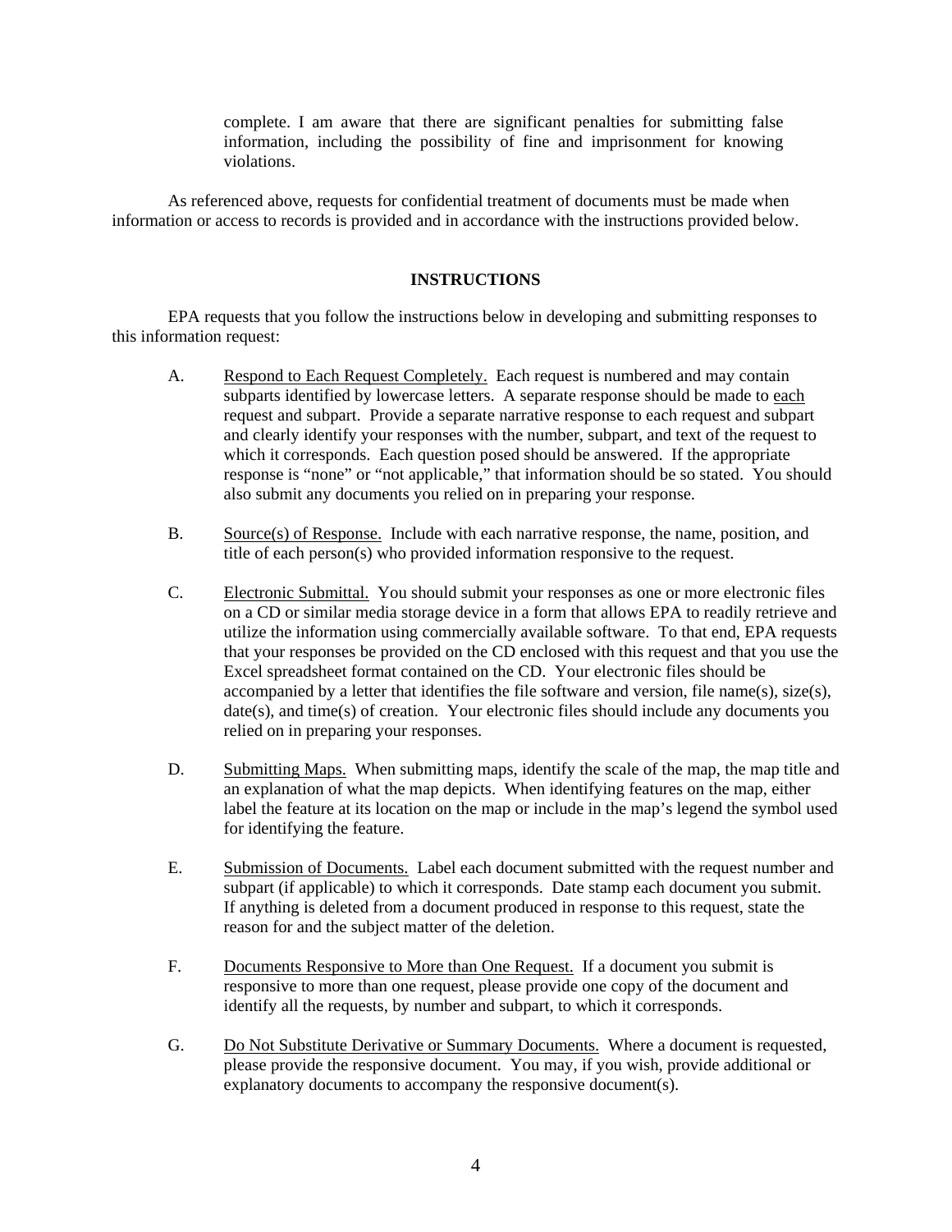> complete. I am aware that there are significant penalties for submitting false information, including the possibility of fine and imprisonment for knowing violations.

As referenced above, requests for confidential treatment of documents must be made when information or access to records is provided and in accordance with the instructions provided below.

## INSTRUCTIONS

EPA requests that you follow the instructions below in developing and submitting responses to this information request:

A. Respond to Each Request Completely. Each request is numbered and may contain subparts identified by lowercase letters. A separate response should be made to each request and subpart. Provide a separate narrative response to each request and subpart and clearly identify your responses with the number, subpart, and text of the request to which it corresponds. Each question posed should be answered. If the appropriate response is "none" or "not applicable," that information should be so stated. You should also submit any documents you relied on in preparing your response.

B. Source(s) of Response. Include with each narrative response, the name, position, and title of each person(s) who provided information responsive to the request.

C. Electronic Submittal. You should submit your responses as one or more electronic files on a CD or similar media storage device in a form that allows EPA to readily retrieve and utilize the information using commercially available software. To that end, EPA requests that your responses be provided on the CD enclosed with this request and that you use the Excel spreadsheet format contained on the CD. Your electronic files should be accompanied by a letter that identifies the file software and version, file name(s), size(s), date(s), and time(s) of creation. Your electronic files should include any documents you relied on in preparing your responses.

D. Submitting Maps. When submitting maps, identify the scale of the map, the map title and an explanation of what the map depicts. When identifying features on the map, either label the feature at its location on the map or include in the map's legend the symbol used for identifying the feature.

E. Submission of Documents. Label each document submitted with the request number and subpart (if applicable) to which it corresponds. Date stamp each document you submit. If anything is deleted from a document produced in response to this request, state the reason for and the subject matter of the deletion.

F. Documents Responsive to More than One Request. If a document you submit is responsive to more than one request, please provide one copy of the document and identify all the requests, by number and subpart, to which it corresponds.

G. Do Not Substitute Derivative or Summary Documents. Where a document is requested, please provide the responsive document. You may, if you wish, provide additional or explanatory documents to accompany the responsive document(s).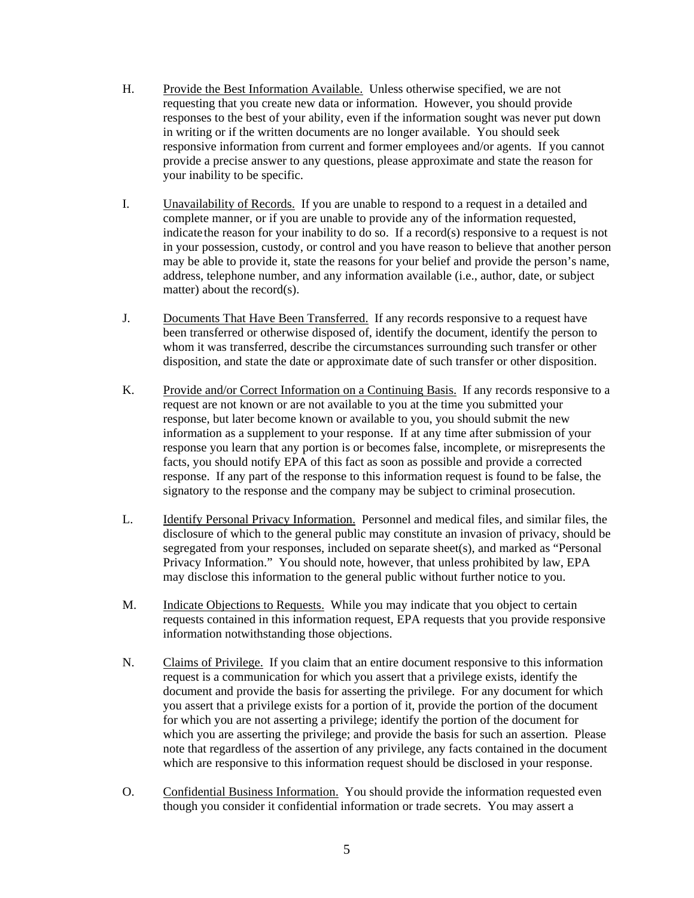H. Provide the Best Information Available. Unless otherwise specified, we are not requesting that you create new data or information. However, you should provide responses to the best of your ability, even if the information sought was never put down in writing or if the written documents are no longer available. You should seek responsive information from current and former employees and/or agents. If you cannot provide a precise answer to any questions, please approximate and state the reason for your inability to be specific.

I. Unavailability of Records. If you are unable to respond to a request in a detailed and complete manner, or if you are unable to provide any of the information requested, indicate the reason for your inability to do so. If a record(s) responsive to a request is not in your possession, custody, or control and you have reason to believe that another person may be able to provide it, state the reasons for your belief and provide the person's name, address, telephone number, and any information available (i.e., author, date, or subject matter) about the record(s).

J. Documents That Have Been Transferred. If any records responsive to a request have been transferred or otherwise disposed of, identify the document, identify the person to whom it was transferred, describe the circumstances surrounding such transfer or other disposition, and state the date or approximate date of such transfer or other disposition.

K. Provide and/or Correct Information on a Continuing Basis. If any records responsive to a request are not known or are not available to you at the time you submitted your response, but later become known or available to you, you should submit the new information as a supplement to your response. If at any time after submission of your response you learn that any portion is or becomes false, incomplete, or misrepresents the facts, you should notify EPA of this fact as soon as possible and provide a corrected response. If any part of the response to this information request is found to be false, the signatory to the response and the company may be subject to criminal prosecution.

L. Identify Personal Privacy Information. Personnel and medical files, and similar files, the disclosure of which to the general public may constitute an invasion of privacy, should be segregated from your responses, included on separate sheet(s), and marked as "Personal Privacy Information." You should note, however, that unless prohibited by law, EPA may disclose this information to the general public without further notice to you.

M. Indicate Objections to Requests. While you may indicate that you object to certain requests contained in this information request, EPA requests that you provide responsive information notwithstanding those objections.

N. Claims of Privilege. If you claim that an entire document responsive to this information request is a communication for which you assert that a privilege exists, identify the document and provide the basis for asserting the privilege. For any document for which you assert that a privilege exists for a portion of it, provide the portion of the document for which you are not asserting a privilege; identify the portion of the document for which you are asserting the privilege; and provide the basis for such an assertion. Please note that regardless of the assertion of any privilege, any facts contained in the document which are responsive to this information request should be disclosed in your response.

O. Confidential Business Information. You should provide the information requested even though you consider it confidential information or trade secrets. You may assert a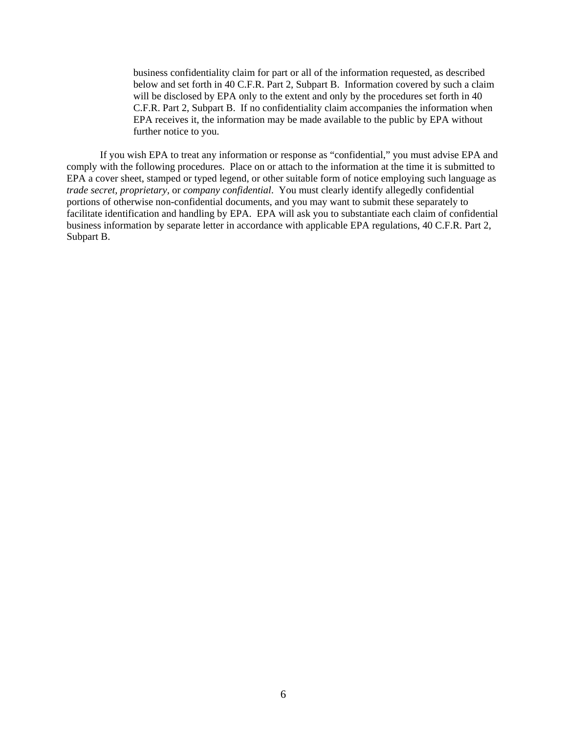business confidentiality claim for part or all of the information requested, as described below and set forth in 40 C.F.R. Part 2, Subpart B. Information covered by such a claim will be disclosed by EPA only to the extent and only by the procedures set forth in 40 C.F.R. Part 2, Subpart B. If no confidentiality claim accompanies the information when EPA receives it, the information may be made available to the public by EPA without further notice to you.

If you wish EPA to treat any information or response as "confidential," you must advise EPA and comply with the following procedures. Place on or attach to the information at the time it is submitted to EPA a cover sheet, stamped or typed legend, or other suitable form of notice employing such language as *trade secret*, *proprietary*, or *company confidential*. You must clearly identify allegedly confidential portions of otherwise non-confidential documents, and you may want to submit these separately to facilitate identification and handling by EPA. EPA will ask you to substantiate each claim of confidential business information by separate letter in accordance with applicable EPA regulations, 40 C.F.R. Part 2, Subpart B.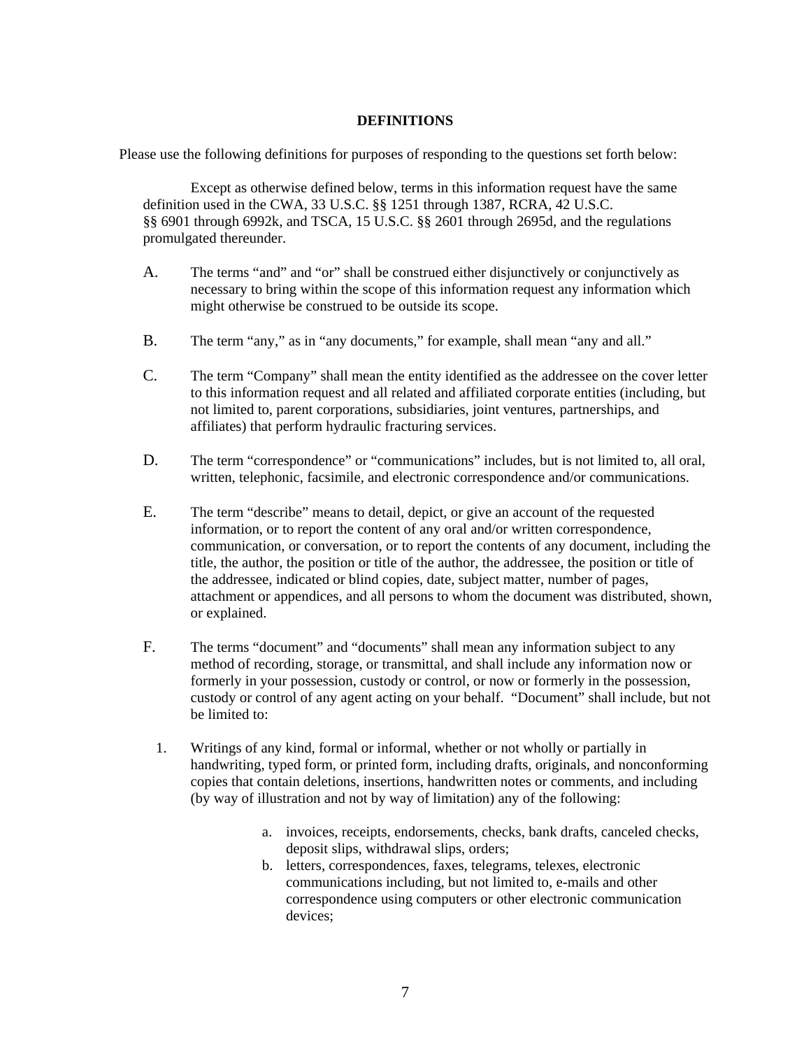## DEFINITIONS

Please use the following definitions for purposes of responding to the questions set forth below:

Except as otherwise defined below, terms in this information request have the same definition used in the CWA, 33 U.S.C. §§ 1251 through 1387, RCRA, 42 U.S.C. §§ 6901 through 6992k, and TSCA, 15 U.S.C. §§ 2601 through 2695d, and the regulations promulgated thereunder.

A. The terms "and" and "or" shall be construed either disjunctively or conjunctively as necessary to bring within the scope of this information request any information which might otherwise be construed to be outside its scope.

B. The term "any," as in "any documents," for example, shall mean "any and all."

C. The term "Company" shall mean the entity identified as the addressee on the cover letter to this information request and all related and affiliated corporate entities (including, but not limited to, parent corporations, subsidiaries, joint ventures, partnerships, and affiliates) that perform hydraulic fracturing services.

D. The term "correspondence" or "communications" includes, but is not limited to, all oral, written, telephonic, facsimile, and electronic correspondence and/or communications.

E. The term "describe" means to detail, depict, or give an account of the requested information, or to report the content of any oral and/or written correspondence, communication, or conversation, or to report the contents of any document, including the title, the author, the position or title of the author, the addressee, the position or title of the addressee, indicated or blind copies, date, subject matter, number of pages, attachment or appendices, and all persons to whom the document was distributed, shown, or explained.

F. The terms "document" and "documents" shall mean any information subject to any method of recording, storage, or transmittal, and shall include any information now or formerly in your possession, custody or control, or now or formerly in the possession, custody or control of any agent acting on your behalf. "Document" shall include, but not be limited to:

1. Writings of any kind, formal or informal, whether or not wholly or partially in handwriting, typed form, or printed form, including drafts, originals, and nonconforming copies that contain deletions, insertions, handwritten notes or comments, and including (by way of illustration and not by way of limitation) any of the following:

   a. invoices, receipts, endorsements, checks, bank drafts, canceled checks, deposit slips, withdrawal slips, orders;
   b. letters, correspondences, faxes, telegrams, telexes, electronic communications including, but not limited to, e-mails and other correspondence using computers or other electronic communication devices;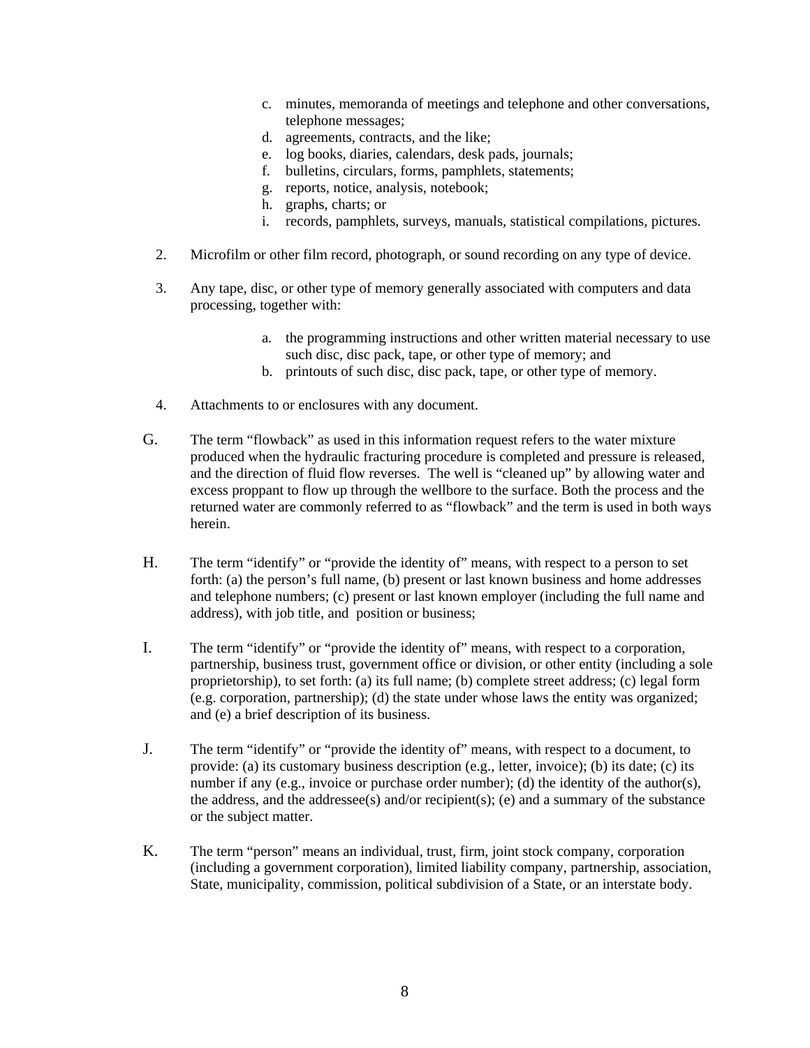c. minutes, memoranda of meetings and telephone and other conversations, telephone messages;
   d. agreements, contracts, and the like;
   e. log books, diaries, calendars, desk pads, journals;
   f. bulletins, circulars, forms, pamphlets, statements;
   g. reports, notice, analysis, notebook;
   h. graphs, charts; or
   i. records, pamphlets, surveys, manuals, statistical compilations, pictures.

2. Microfilm or other film record, photograph, or sound recording on any type of device.

3. Any tape, disc, or other type of memory generally associated with computers and data processing, together with:

   a. the programming instructions and other written material necessary to use such disc, disc pack, tape, or other type of memory; and
   b. printouts of such disc, disc pack, tape, or other type of memory.

4. Attachments to or enclosures with any document.

G. The term "flowback" as used in this information request refers to the water mixture produced when the hydraulic fracturing procedure is completed and pressure is released, and the direction of fluid flow reverses. The well is "cleaned up" by allowing water and excess proppant to flow up through the wellbore to the surface. Both the process and the returned water are commonly referred to as "flowback" and the term is used in both ways herein.

H. The term "identify" or "provide the identity of" means, with respect to a person to set forth: (a) the person's full name, (b) present or last known business and home addresses and telephone numbers; (c) present or last known employer (including the full name and address), with job title, and position or business;

I. The term "identify" or "provide the identity of" means, with respect to a corporation, partnership, business trust, government office or division, or other entity (including a sole proprietorship), to set forth: (a) its full name; (b) complete street address; (c) legal form (e.g. corporation, partnership); (d) the state under whose laws the entity was organized; and (e) a brief description of its business.

J. The term "identify" or "provide the identity of" means, with respect to a document, to provide: (a) its customary business description (e.g., letter, invoice); (b) its date; (c) its number if any (e.g., invoice or purchase order number); (d) the identity of the author(s), the address, and the addressee(s) and/or recipient(s); (e) and a summary of the substance or the subject matter.

K. The term "person" means an individual, trust, firm, joint stock company, corporation (including a government corporation), limited liability company, partnership, association, State, municipality, commission, political subdivision of a State, or an interstate body.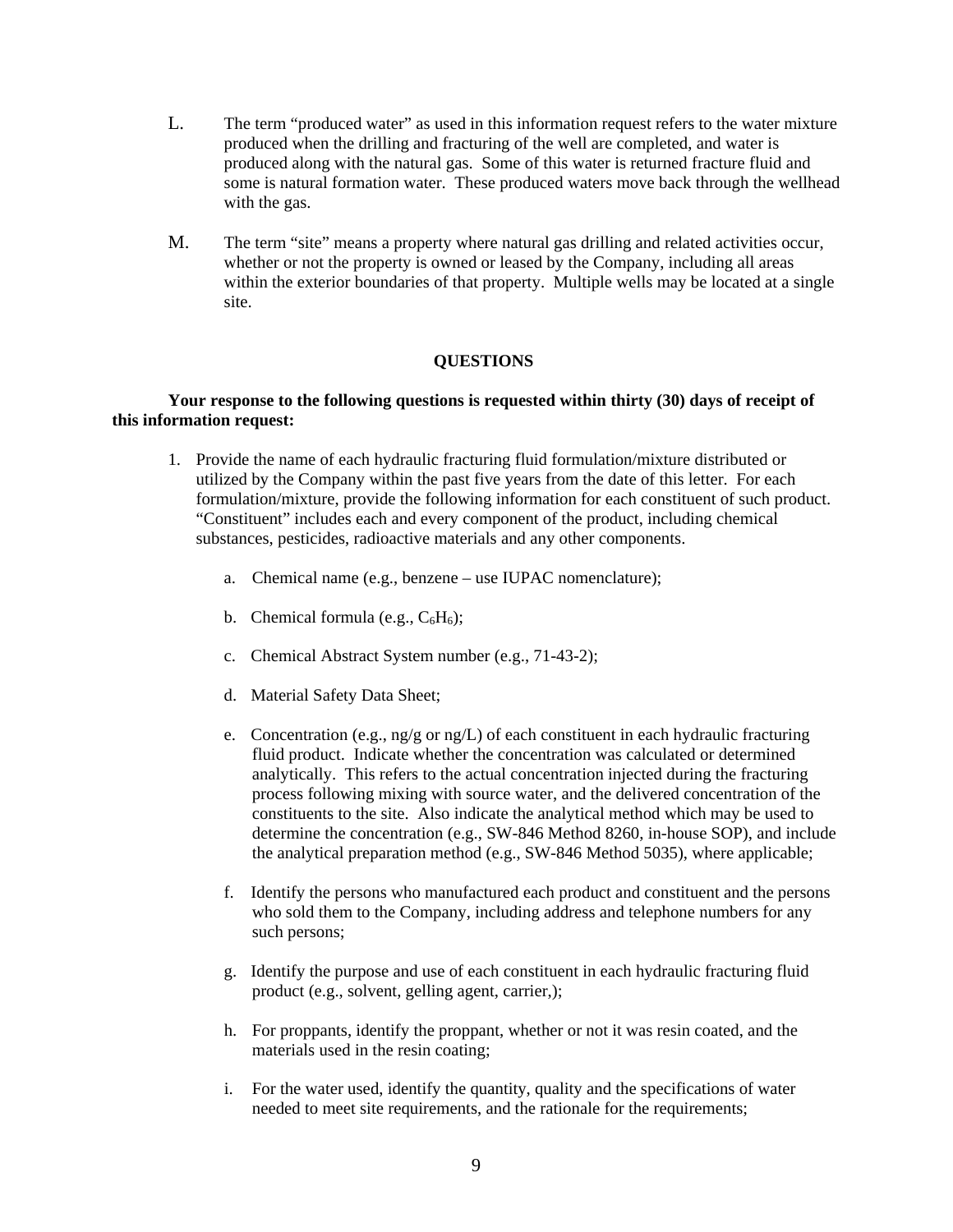L. The term "produced water" as used in this information request refers to the water mixture produced when the drilling and fracturing of the well are completed, and water is produced along with the natural gas. Some of this water is returned fracture fluid and some is natural formation water. These produced waters move back through the wellhead with the gas.

M. The term "site" means a property where natural gas drilling and related activities occur, whether or not the property is owned or leased by the Company, including all areas within the exterior boundaries of that property. Multiple wells may be located at a single site.

## QUESTIONS

**Your response to the following questions is requested within thirty (30) days of receipt of this information request:**

1. Provide the name of each hydraulic fracturing fluid formulation/mixture distributed or utilized by the Company within the past five years from the date of this letter. For each formulation/mixture, provide the following information for each constituent of such product. "Constituent" includes each and every component of the product, including chemical substances, pesticides, radioactive materials and any other components.

   a. Chemical name (e.g., benzene – use IUPAC nomenclature);

   b. Chemical formula (e.g., $C_6H_6$);

   c. Chemical Abstract System number (e.g., 71-43-2);

   d. Material Safety Data Sheet;

   e. Concentration (e.g., ng/g or ng/L) of each constituent in each hydraulic fracturing fluid product. Indicate whether the concentration was calculated or determined analytically. This refers to the actual concentration injected during the fracturing process following mixing with source water, and the delivered concentration of the constituents to the site. Also indicate the analytical method which may be used to determine the concentration (e.g., SW-846 Method 8260, in-house SOP), and include the analytical preparation method (e.g., SW-846 Method 5035), where applicable;

   f. Identify the persons who manufactured each product and constituent and the persons who sold them to the Company, including address and telephone numbers for any such persons;

   g. Identify the purpose and use of each constituent in each hydraulic fracturing fluid product (e.g., solvent, gelling agent, carrier,);

   h. For proppants, identify the proppant, whether or not it was resin coated, and the materials used in the resin coating;

   i. For the water used, identify the quantity, quality and the specifications of water needed to meet site requirements, and the rationale for the requirements;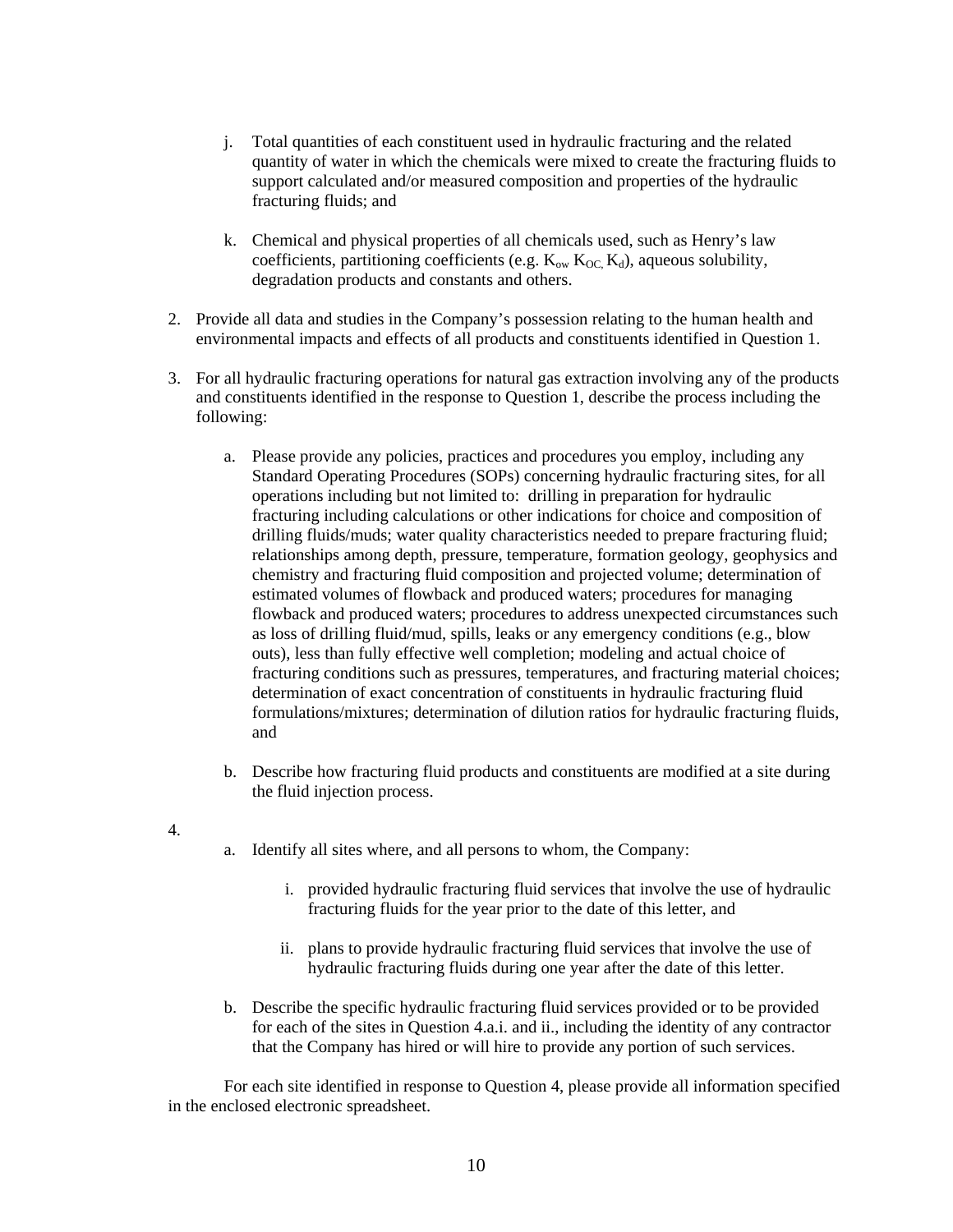j. Total quantities of each constituent used in hydraulic fracturing and the related quantity of water in which the chemicals were mixed to create the fracturing fluids to support calculated and/or measured composition and properties of the hydraulic fracturing fluids; and

k. Chemical and physical properties of all chemicals used, such as Henry's law coefficients, partitioning coefficients (e.g. $K_{ow}$ $K_{OC,}$ $K_d$), aqueous solubility, degradation products and constants and others.

2. Provide all data and studies in the Company's possession relating to the human health and environmental impacts and effects of all products and constituents identified in Question 1.

3. For all hydraulic fracturing operations for natural gas extraction involving any of the products and constituents identified in the response to Question 1, describe the process including the following:

   a. Please provide any policies, practices and procedures you employ, including any Standard Operating Procedures (SOPs) concerning hydraulic fracturing sites, for all operations including but not limited to: drilling in preparation for hydraulic fracturing including calculations or other indications for choice and composition of drilling fluids/muds; water quality characteristics needed to prepare fracturing fluid; relationships among depth, pressure, temperature, formation geology, geophysics and chemistry and fracturing fluid composition and projected volume; determination of estimated volumes of flowback and produced waters; procedures for managing flowback and produced waters; procedures to address unexpected circumstances such as loss of drilling fluid/mud, spills, leaks or any emergency conditions (e.g., blow outs), less than fully effective well completion; modeling and actual choice of fracturing conditions such as pressures, temperatures, and fracturing material choices; determination of exact concentration of constituents in hydraulic fracturing fluid formulations/mixtures; determination of dilution ratios for hydraulic fracturing fluids, and

   b. Describe how fracturing fluid products and constituents are modified at a site during the fluid injection process.

4.

   a. Identify all sites where, and all persons to whom, the Company:

      i. provided hydraulic fracturing fluid services that involve the use of hydraulic fracturing fluids for the year prior to the date of this letter, and

      ii. plans to provide hydraulic fracturing fluid services that involve the use of hydraulic fracturing fluids during one year after the date of this letter.

   b. Describe the specific hydraulic fracturing fluid services provided or to be provided for each of the sites in Question 4.a.i. and ii., including the identity of any contractor that the Company has hired or will hire to provide any portion of such services.

For each site identified in response to Question 4, please provide all information specified in the enclosed electronic spreadsheet.